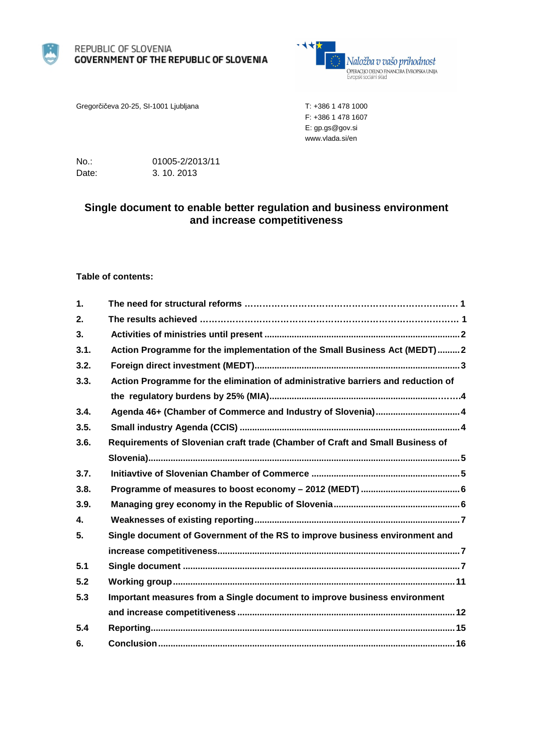REPUBLIC OF SLOVENIA
**GOVERNMENT OF THE REPUBLIC OF SLOVENIA**

*Naložba v vašo prihodnost*
OPERACIJO DELNO FINANCIRA EVROPSKA UNIJA
Evropski socialni sklad

Gregorčičeva 20-25, SI-1001 Ljubljana

T: +386 1 478 1000
F: +386 1 478 1607
E: gp.gs@gov.si
www.vlada.si/en

No.: 01005-2/2013/11
Date: 3. 10. 2013

# Single document to enable better regulation and business environment and increase competitiveness

**Table of contents:**

| | | |
|---|---|---|
| **1.** | **The need for structural reforms** | **1** |
| **2.** | **The results achieved** | **1** |
| **3.** | **Activities of ministries until present** | **2** |
| **3.1.** | **Action Programme for the implementation of the Small Business Act (MEDT)** | **2** |
| **3.2.** | **Foreign direct investment (MEDT)** | **3** |
| **3.3.** | **Action Programme for the elimination of administrative barriers and reduction of the regulatory burdens by 25% (MIA)** | **4** |
| **3.4.** | **Agenda 46+ (Chamber of Commerce and Industry of Slovenia)** | **4** |
| **3.5.** | **Small industry Agenda (CCIS)** | **4** |
| **3.6.** | **Requirements of Slovenian craft trade (Chamber of Craft and Small Business of Slovenia)** | **5** |
| **3.7.** | **Initiavtive of Slovenian Chamber of Commerce** | **5** |
| **3.8.** | **Programme of measures to boost economy – 2012 (MEDT)** | **6** |
| **3.9.** | **Managing grey economy in the Republic of Slovenia** | **6** |
| **4.** | **Weaknesses of existing reporting** | **7** |
| **5.** | **Single document of Government of the RS to improve business environment and increase competitiveness** | **7** |
| **5.1** | **Single document** | **7** |
| **5.2** | **Working group** | **11** |
| **5.3** | **Important measures from a Single document to improve business environment and increase competitiveness** | **12** |
| **5.4** | **Reporting** | **15** |
| **6.** | **Conclusion** | **16** |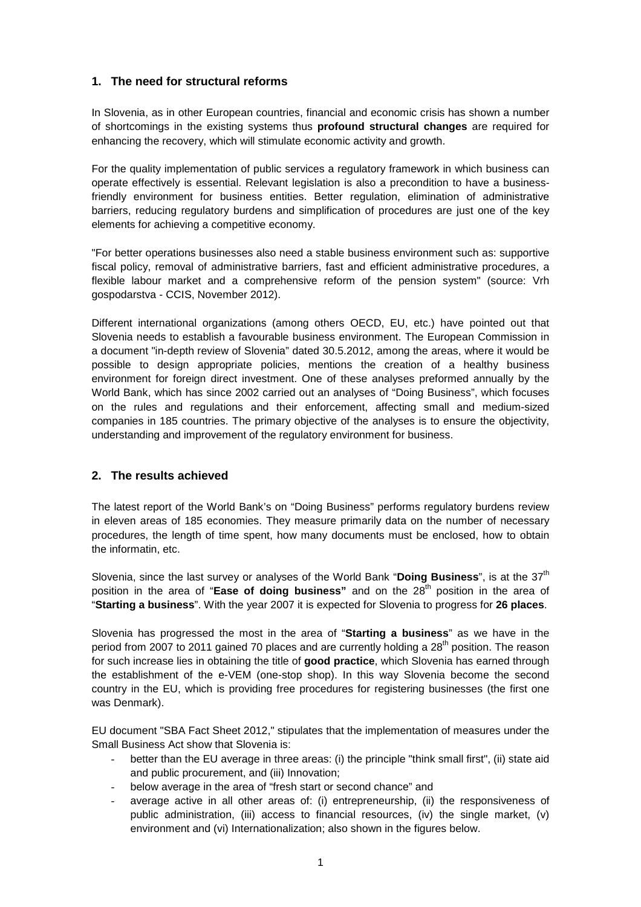## 1. The need for structural reforms

In Slovenia, as in other European countries, financial and economic crisis has shown a number of shortcomings in the existing systems thus **profound structural changes** are required for enhancing the recovery, which will stimulate economic activity and growth.

For the quality implementation of public services a regulatory framework in which business can operate effectively is essential. Relevant legislation is also a precondition to have a business-friendly environment for business entities. Better regulation, elimination of administrative barriers, reducing regulatory burdens and simplification of procedures are just one of the key elements for achieving a competitive economy.

"For better operations businesses also need a stable business environment such as: supportive fiscal policy, removal of administrative barriers, fast and efficient administrative procedures, a flexible labour market and a comprehensive reform of the pension system" (source: Vrh gospodarstva - CCIS, November 2012).

Different international organizations (among others OECD, EU, etc.) have pointed out that Slovenia needs to establish a favourable business environment. The European Commission in a document "in-depth review of Slovenia" dated 30.5.2012, among the areas, where it would be possible to design appropriate policies, mentions the creation of a healthy business environment for foreign direct investment. One of these analyses preformed annually by the World Bank, which has since 2002 carried out an analyses of "Doing Business", which focuses on the rules and regulations and their enforcement, affecting small and medium-sized companies in 185 countries. The primary objective of the analyses is to ensure the objectivity, understanding and improvement of the regulatory environment for business.

## 2. The results achieved

The latest report of the World Bank's on "Doing Business" performs regulatory burdens review in eleven areas of 185 economies. They measure primarily data on the number of necessary procedures, the length of time spent, how many documents must be enclosed, how to obtain the informatin, etc.

Slovenia, since the last survey or analyses of the World Bank "**Doing Business**", is at the 37th position in the area of "**Ease of doing business"** and on the 28th position in the area of "**Starting a business**". With the year 2007 it is expected for Slovenia to progress for **26 places**.

Slovenia has progressed the most in the area of "**Starting a business**" as we have in the period from 2007 to 2011 gained 70 places and are currently holding a 28th position. The reason for such increase lies in obtaining the title of **good practice**, which Slovenia has earned through the establishment of the e-VEM (one-stop shop). In this way Slovenia become the second country in the EU, which is providing free procedures for registering businesses (the first one was Denmark).

EU document "SBA Fact Sheet 2012," stipulates that the implementation of measures under the Small Business Act show that Slovenia is:

- better than the EU average in three areas: (i) the principle "think small first", (ii) state aid and public procurement, and (iii) Innovation;
- below average in the area of "fresh start or second chance" and
- average active in all other areas of: (i) entrepreneurship, (ii) the responsiveness of public administration, (iii) access to financial resources, (iv) the single market, (v) environment and (vi) Internationalization; also shown in the figures below.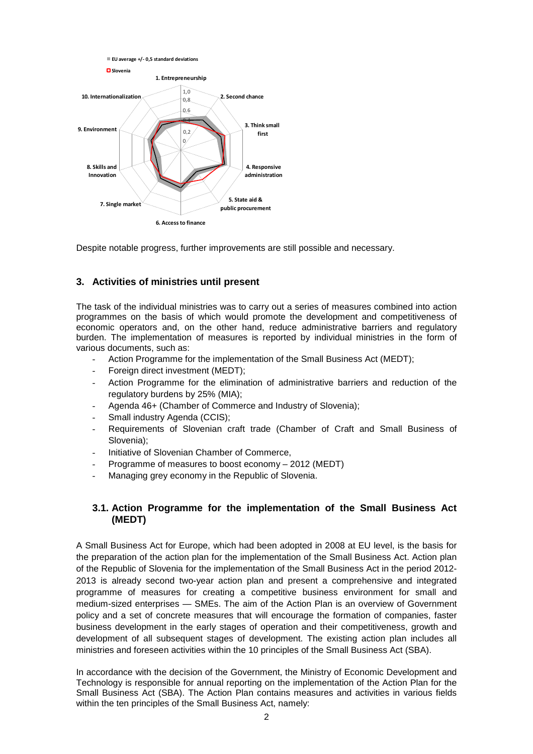Despite notable progress, further improvements are still possible and necessary.

## 3. Activities of ministries until present

The task of the individual ministries was to carry out a series of measures combined into action programmes on the basis of which would promote the development and competitiveness of economic operators and, on the other hand, reduce administrative barriers and regulatory burden. The implementation of measures is reported by individual ministries in the form of various documents, such as:

- Action Programme for the implementation of the Small Business Act (MEDT);
- Foreign direct investment (MEDT);
- Action Programme for the elimination of administrative barriers and reduction of the regulatory burdens by 25% (MIA);
- Agenda 46+ (Chamber of Commerce and Industry of Slovenia);
- Small industry Agenda (CCIS);
- Requirements of Slovenian craft trade (Chamber of Craft and Small Business of Slovenia);
- Initiative of Slovenian Chamber of Commerce,
- Programme of measures to boost economy – 2012 (MEDT)
- Managing grey economy in the Republic of Slovenia.

### 3.1. Action Programme for the implementation of the Small Business Act (MEDT)

A Small Business Act for Europe, which had been adopted in 2008 at EU level, is the basis for the preparation of the action plan for the implementation of the Small Business Act. Action plan of the Republic of Slovenia for the implementation of the Small Business Act in the period 2012-2013 is already second two-year action plan and present a comprehensive and integrated programme of measures for creating a competitive business environment for small and medium-sized enterprises — SMEs. The aim of the Action Plan is an overview of Government policy and a set of concrete measures that will encourage the formation of companies, faster business development in the early stages of operation and their competitiveness, growth and development of all subsequent stages of development. The existing action plan includes all ministries and foreseen activities within the 10 principles of the Small Business Act (SBA).

In accordance with the decision of the Government, the Ministry of Economic Development and Technology is responsible for annual reporting on the implementation of the Action Plan for the Small Business Act (SBA). The Action Plan contains measures and activities in various fields within the ten principles of the Small Business Act, namely: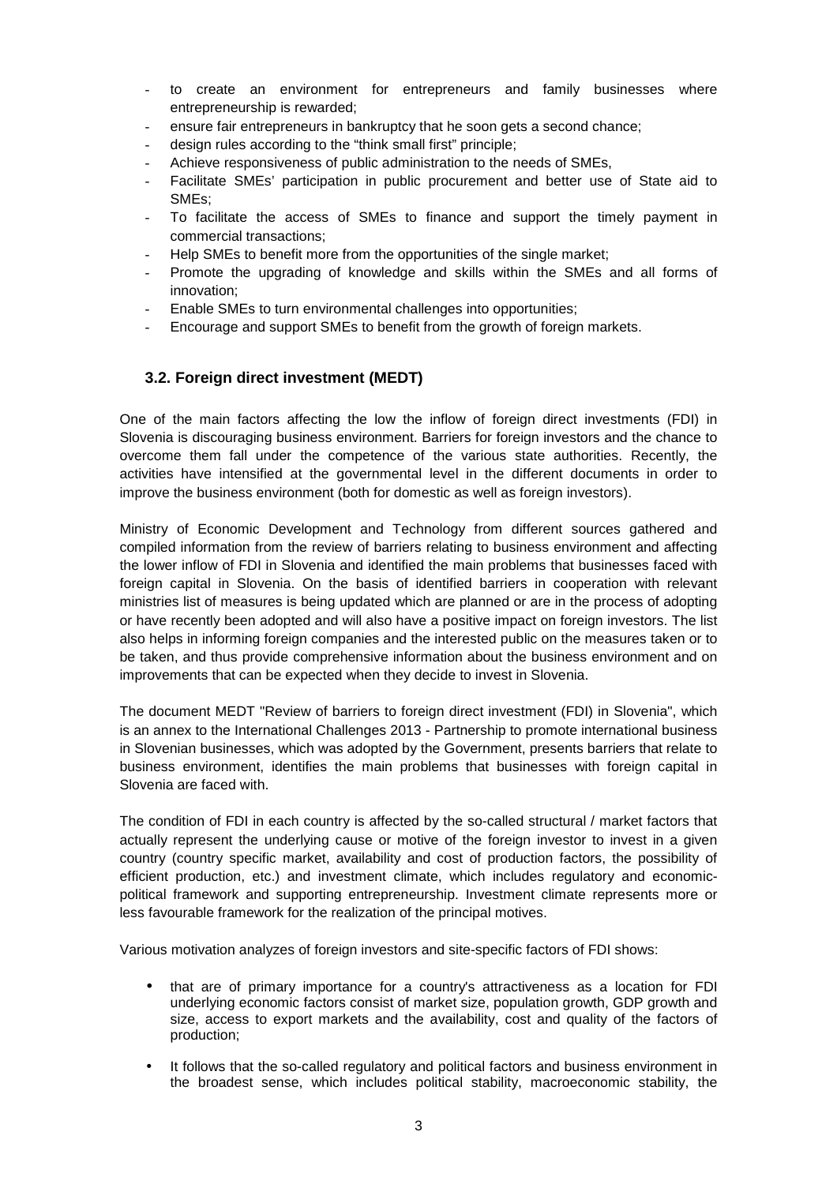- to create an environment for entrepreneurs and family businesses where entrepreneurship is rewarded;
- ensure fair entrepreneurs in bankruptcy that he soon gets a second chance;
- design rules according to the "think small first" principle;
- Achieve responsiveness of public administration to the needs of SMEs,
- Facilitate SMEs' participation in public procurement and better use of State aid to SMEs;
- To facilitate the access of SMEs to finance and support the timely payment in commercial transactions;
- Help SMEs to benefit more from the opportunities of the single market;
- Promote the upgrading of knowledge and skills within the SMEs and all forms of innovation;
- Enable SMEs to turn environmental challenges into opportunities;
- Encourage and support SMEs to benefit from the growth of foreign markets.

### 3.2. Foreign direct investment (MEDT)

One of the main factors affecting the low the inflow of foreign direct investments (FDI) in Slovenia is discouraging business environment. Barriers for foreign investors and the chance to overcome them fall under the competence of the various state authorities. Recently, the activities have intensified at the governmental level in the different documents in order to improve the business environment (both for domestic as well as foreign investors).

Ministry of Economic Development and Technology from different sources gathered and compiled information from the review of barriers relating to business environment and affecting the lower inflow of FDI in Slovenia and identified the main problems that businesses faced with foreign capital in Slovenia. On the basis of identified barriers in cooperation with relevant ministries list of measures is being updated which are planned or are in the process of adopting or have recently been adopted and will also have a positive impact on foreign investors. The list also helps in informing foreign companies and the interested public on the measures taken or to be taken, and thus provide comprehensive information about the business environment and on improvements that can be expected when they decide to invest in Slovenia.

The document MEDT "Review of barriers to foreign direct investment (FDI) in Slovenia", which is an annex to the International Challenges 2013 - Partnership to promote international business in Slovenian businesses, which was adopted by the Government, presents barriers that relate to business environment, identifies the main problems that businesses with foreign capital in Slovenia are faced with.

The condition of FDI in each country is affected by the so-called structural / market factors that actually represent the underlying cause or motive of the foreign investor to invest in a given country (country specific market, availability and cost of production factors, the possibility of efficient production, etc.) and investment climate, which includes regulatory and economic-political framework and supporting entrepreneurship. Investment climate represents more or less favourable framework for the realization of the principal motives.

Various motivation analyzes of foreign investors and site-specific factors of FDI shows:

- that are of primary importance for a country's attractiveness as a location for FDI underlying economic factors consist of market size, population growth, GDP growth and size, access to export markets and the availability, cost and quality of the factors of production;
- It follows that the so-called regulatory and political factors and business environment in the broadest sense, which includes political stability, macroeconomic stability, the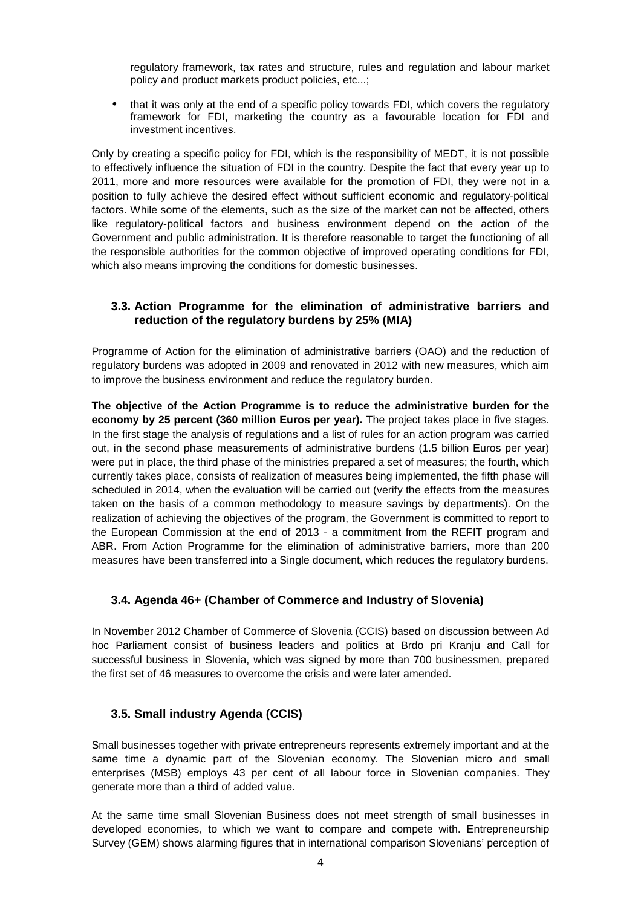regulatory framework, tax rates and structure, rules and regulation and labour market policy and product markets product policies, etc...;

- that it was only at the end of a specific policy towards FDI, which covers the regulatory framework for FDI, marketing the country as a favourable location for FDI and investment incentives.

Only by creating a specific policy for FDI, which is the responsibility of MEDT, it is not possible to effectively influence the situation of FDI in the country. Despite the fact that every year up to 2011, more and more resources were available for the promotion of FDI, they were not in a position to fully achieve the desired effect without sufficient economic and regulatory-political factors. While some of the elements, such as the size of the market can not be affected, others like regulatory-political factors and business environment depend on the action of the Government and public administration. It is therefore reasonable to target the functioning of all the responsible authorities for the common objective of improved operating conditions for FDI, which also means improving the conditions for domestic businesses.

### 3.3. Action Programme for the elimination of administrative barriers and reduction of the regulatory burdens by 25% (MIA)

Programme of Action for the elimination of administrative barriers (OAO) and the reduction of regulatory burdens was adopted in 2009 and renovated in 2012 with new measures, which aim to improve the business environment and reduce the regulatory burden.

**The objective of the Action Programme is to reduce the administrative burden for the economy by 25 percent (360 million Euros per year).** The project takes place in five stages. In the first stage the analysis of regulations and a list of rules for an action program was carried out, in the second phase measurements of administrative burdens (1.5 billion Euros per year) were put in place, the third phase of the ministries prepared a set of measures; the fourth, which currently takes place, consists of realization of measures being implemented, the fifth phase will scheduled in 2014, when the evaluation will be carried out (verify the effects from the measures taken on the basis of a common methodology to measure savings by departments). On the realization of achieving the objectives of the program, the Government is committed to report to the European Commission at the end of 2013 - a commitment from the REFIT program and ABR. From Action Programme for the elimination of administrative barriers, more than 200 measures have been transferred into a Single document, which reduces the regulatory burdens.

### 3.4. Agenda 46+ (Chamber of Commerce and Industry of Slovenia)

In November 2012 Chamber of Commerce of Slovenia (CCIS) based on discussion between Ad hoc Parliament consist of business leaders and politics at Brdo pri Kranju and Call for successful business in Slovenia, which was signed by more than 700 businessmen, prepared the first set of 46 measures to overcome the crisis and were later amended.

### 3.5. Small industry Agenda (CCIS)

Small businesses together with private entrepreneurs represents extremely important and at the same time a dynamic part of the Slovenian economy. The Slovenian micro and small enterprises (MSB) employs 43 per cent of all labour force in Slovenian companies. They generate more than a third of added value.

At the same time small Slovenian Business does not meet strength of small businesses in developed economies, to which we want to compare and compete with. Entrepreneurship Survey (GEM) shows alarming figures that in international comparison Slovenians' perception of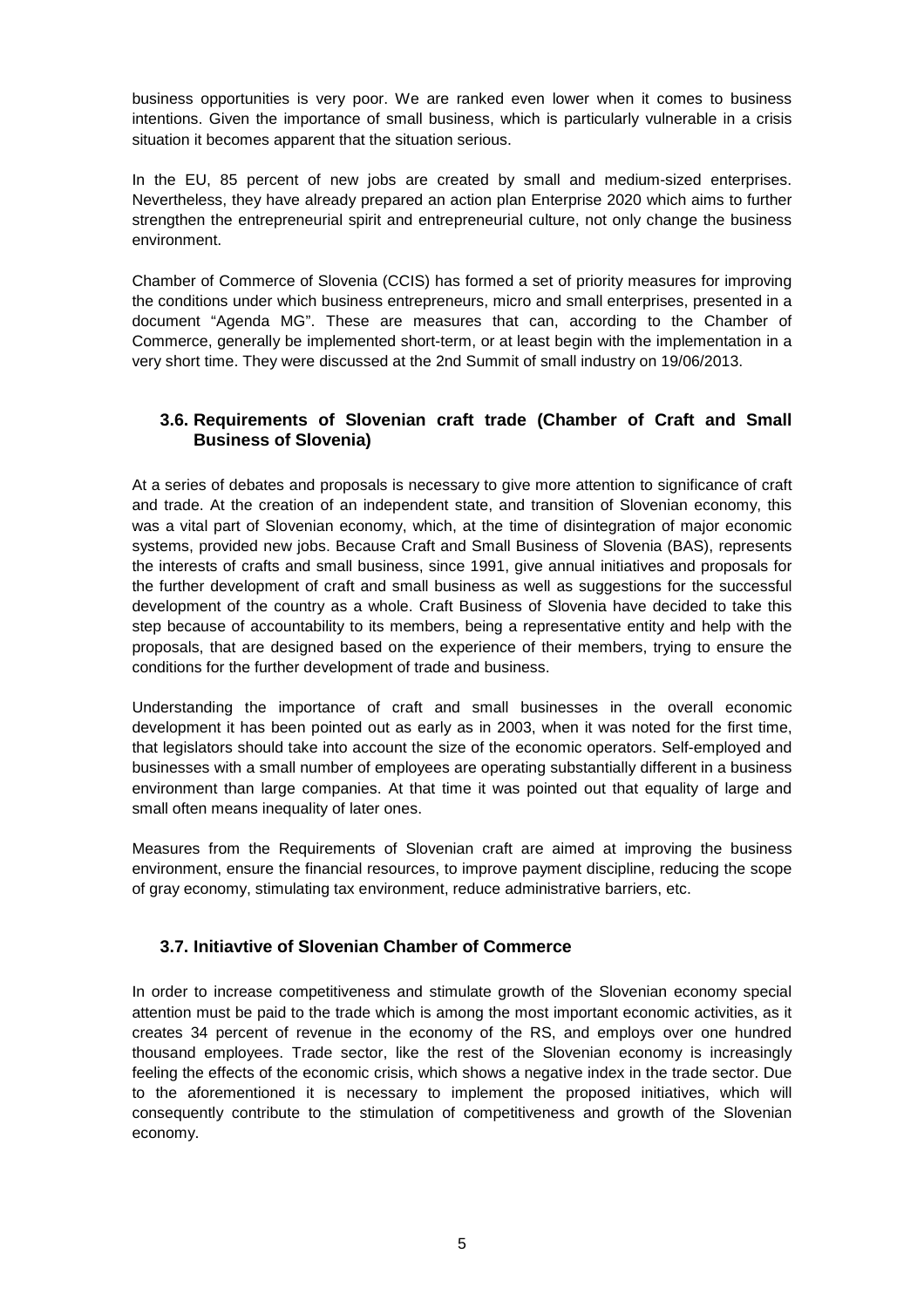business opportunities is very poor. We are ranked even lower when it comes to business intentions. Given the importance of small business, which is particularly vulnerable in a crisis situation it becomes apparent that the situation serious.

In the EU, 85 percent of new jobs are created by small and medium-sized enterprises. Nevertheless, they have already prepared an action plan Enterprise 2020 which aims to further strengthen the entrepreneurial spirit and entrepreneurial culture, not only change the business environment.

Chamber of Commerce of Slovenia (CCIS) has formed a set of priority measures for improving the conditions under which business entrepreneurs, micro and small enterprises, presented in a document "Agenda MG". These are measures that can, according to the Chamber of Commerce, generally be implemented short-term, or at least begin with the implementation in a very short time. They were discussed at the 2nd Summit of small industry on 19/06/2013.

### 3.6. Requirements of Slovenian craft trade (Chamber of Craft and Small Business of Slovenia)

At a series of debates and proposals is necessary to give more attention to significance of craft and trade. At the creation of an independent state, and transition of Slovenian economy, this was a vital part of Slovenian economy, which, at the time of disintegration of major economic systems, provided new jobs. Because Craft and Small Business of Slovenia (BAS), represents the interests of crafts and small business, since 1991, give annual initiatives and proposals for the further development of craft and small business as well as suggestions for the successful development of the country as a whole. Craft Business of Slovenia have decided to take this step because of accountability to its members, being a representative entity and help with the proposals, that are designed based on the experience of their members, trying to ensure the conditions for the further development of trade and business.

Understanding the importance of craft and small businesses in the overall economic development it has been pointed out as early as in 2003, when it was noted for the first time, that legislators should take into account the size of the economic operators. Self-employed and businesses with a small number of employees are operating substantially different in a business environment than large companies. At that time it was pointed out that equality of large and small often means inequality of later ones.

Measures from the Requirements of Slovenian craft are aimed at improving the business environment, ensure the financial resources, to improve payment discipline, reducing the scope of gray economy, stimulating tax environment, reduce administrative barriers, etc.

### 3.7. Initiavtive of Slovenian Chamber of Commerce

In order to increase competitiveness and stimulate growth of the Slovenian economy special attention must be paid to the trade which is among the most important economic activities, as it creates 34 percent of revenue in the economy of the RS, and employs over one hundred thousand employees. Trade sector, like the rest of the Slovenian economy is increasingly feeling the effects of the economic crisis, which shows a negative index in the trade sector. Due to the aforementioned it is necessary to implement the proposed initiatives, which will consequently contribute to the stimulation of competitiveness and growth of the Slovenian economy.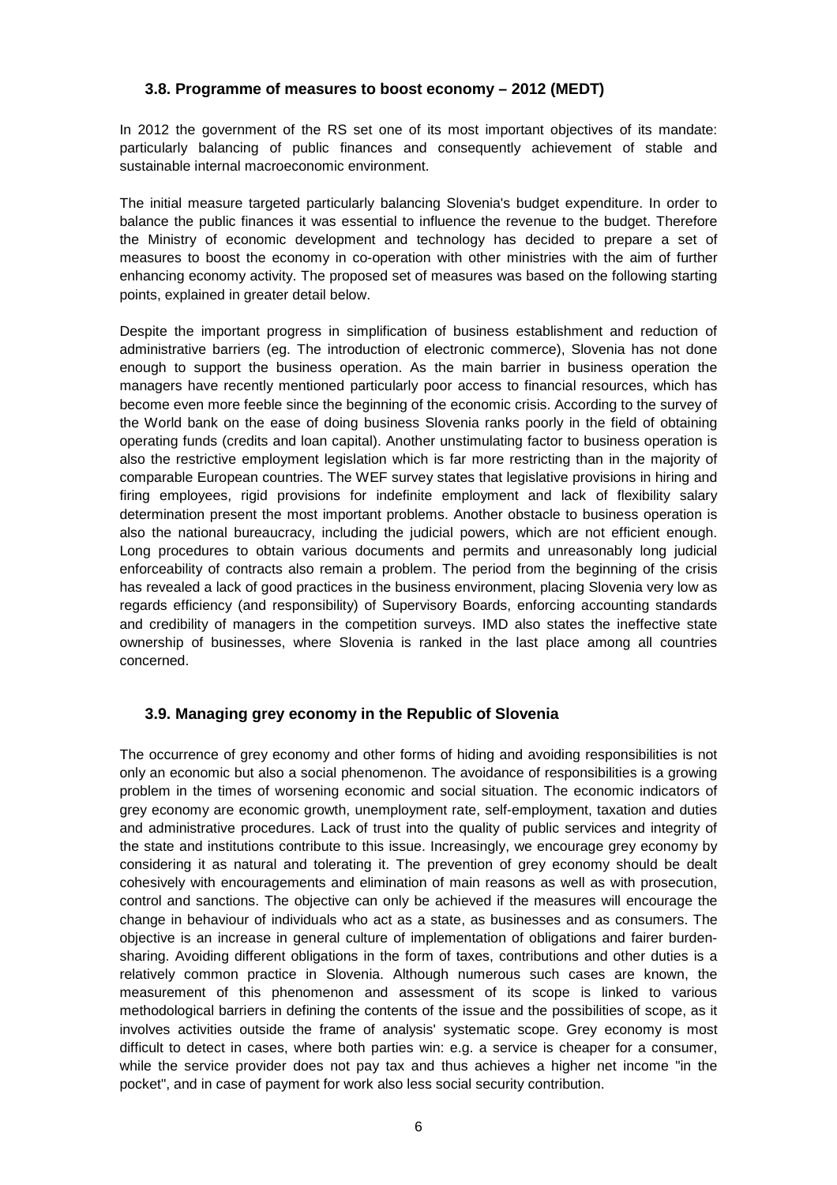### 3.8. Programme of measures to boost economy – 2012 (MEDT)

In 2012 the government of the RS set one of its most important objectives of its mandate: particularly balancing of public finances and consequently achievement of stable and sustainable internal macroeconomic environment.

The initial measure targeted particularly balancing Slovenia's budget expenditure. In order to balance the public finances it was essential to influence the revenue to the budget. Therefore the Ministry of economic development and technology has decided to prepare a set of measures to boost the economy in co-operation with other ministries with the aim of further enhancing economy activity. The proposed set of measures was based on the following starting points, explained in greater detail below.

Despite the important progress in simplification of business establishment and reduction of administrative barriers (eg. The introduction of electronic commerce), Slovenia has not done enough to support the business operation. As the main barrier in business operation the managers have recently mentioned particularly poor access to financial resources, which has become even more feeble since the beginning of the economic crisis. According to the survey of the World bank on the ease of doing business Slovenia ranks poorly in the field of obtaining operating funds (credits and loan capital). Another unstimulating factor to business operation is also the restrictive employment legislation which is far more restricting than in the majority of comparable European countries. The WEF survey states that legislative provisions in hiring and firing employees, rigid provisions for indefinite employment and lack of flexibility salary determination present the most important problems. Another obstacle to business operation is also the national bureaucracy, including the judicial powers, which are not efficient enough. Long procedures to obtain various documents and permits and unreasonably long judicial enforceability of contracts also remain a problem. The period from the beginning of the crisis has revealed a lack of good practices in the business environment, placing Slovenia very low as regards efficiency (and responsibility) of Supervisory Boards, enforcing accounting standards and credibility of managers in the competition surveys. IMD also states the ineffective state ownership of businesses, where Slovenia is ranked in the last place among all countries concerned.

### 3.9. Managing grey economy in the Republic of Slovenia

The occurrence of grey economy and other forms of hiding and avoiding responsibilities is not only an economic but also a social phenomenon. The avoidance of responsibilities is a growing problem in the times of worsening economic and social situation. The economic indicators of grey economy are economic growth, unemployment rate, self-employment, taxation and duties and administrative procedures. Lack of trust into the quality of public services and integrity of the state and institutions contribute to this issue. Increasingly, we encourage grey economy by considering it as natural and tolerating it. The prevention of grey economy should be dealt cohesively with encouragements and elimination of main reasons as well as with prosecution, control and sanctions. The objective can only be achieved if the measures will encourage the change in behaviour of individuals who act as a state, as businesses and as consumers. The objective is an increase in general culture of implementation of obligations and fairer burden-sharing. Avoiding different obligations in the form of taxes, contributions and other duties is a relatively common practice in Slovenia. Although numerous such cases are known, the measurement of this phenomenon and assessment of its scope is linked to various methodological barriers in defining the contents of the issue and the possibilities of scope, as it involves activities outside the frame of analysis' systematic scope. Grey economy is most difficult to detect in cases, where both parties win: e.g. a service is cheaper for a consumer, while the service provider does not pay tax and thus achieves a higher net income "in the pocket", and in case of payment for work also less social security contribution.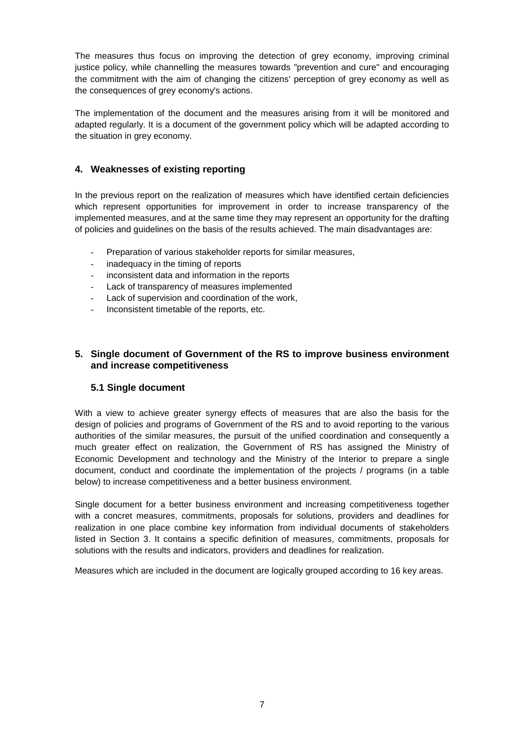The measures thus focus on improving the detection of grey economy, improving criminal justice policy, while channelling the measures towards "prevention and cure" and encouraging the commitment with the aim of changing the citizens' perception of grey economy as well as the consequences of grey economy's actions.

The implementation of the document and the measures arising from it will be monitored and adapted regularly. It is a document of the government policy which will be adapted according to the situation in grey economy.

## 4. Weaknesses of existing reporting

In the previous report on the realization of measures which have identified certain deficiencies which represent opportunities for improvement in order to increase transparency of the implemented measures, and at the same time they may represent an opportunity for the drafting of policies and guidelines on the basis of the results achieved. The main disadvantages are:

- Preparation of various stakeholder reports for similar measures,
- inadequacy in the timing of reports
- inconsistent data and information in the reports
- Lack of transparency of measures implemented
- Lack of supervision and coordination of the work,
- Inconsistent timetable of the reports, etc.

## 5. Single document of Government of the RS to improve business environment and increase competitiveness

### 5.1 Single document

With a view to achieve greater synergy effects of measures that are also the basis for the design of policies and programs of Government of the RS and to avoid reporting to the various authorities of the similar measures, the pursuit of the unified coordination and consequently a much greater effect on realization, the Government of RS has assigned the Ministry of Economic Development and technology and the Ministry of the Interior to prepare a single document, conduct and coordinate the implementation of the projects / programs (in a table below) to increase competitiveness and a better business environment.

Single document for a better business environment and increasing competitiveness together with a concret measures, commitments, proposals for solutions, providers and deadlines for realization in one place combine key information from individual documents of stakeholders listed in Section 3. It contains a specific definition of measures, commitments, proposals for solutions with the results and indicators, providers and deadlines for realization.

Measures which are included in the document are logically grouped according to 16 key areas.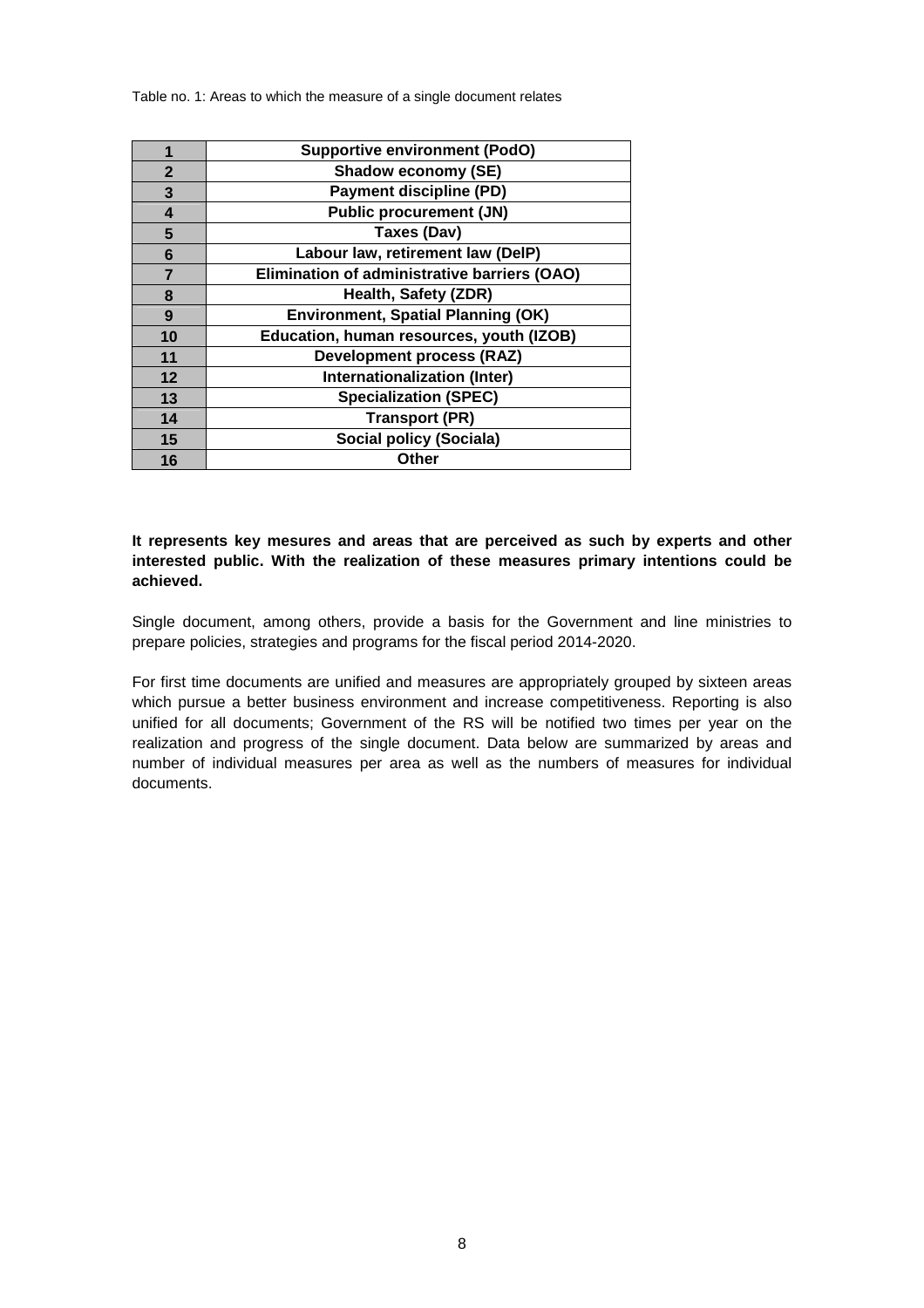Table no. 1: Areas to which the measure of a single document relates

| | |
|---|---|
| **1** | **Supportive environment (PodO)** |
| **2** | **Shadow economy (SE)** |
| **3** | **Payment discipline (PD)** |
| **4** | **Public procurement (JN)** |
| **5** | **Taxes (Dav)** |
| **6** | **Labour law, retirement law (DelP)** |
| **7** | **Elimination of administrative barriers (OAO)** |
| **8** | **Health, Safety (ZDR)** |
| **9** | **Environment, Spatial Planning (OK)** |
| **10** | **Education, human resources, youth (IZOB)** |
| **11** | **Development process (RAZ)** |
| **12** | **Internationalization (Inter)** |
| **13** | **Specialization (SPEC)** |
| **14** | **Transport (PR)** |
| **15** | **Social policy (Sociala)** |
| **16** | **Other** |

**It represents key mesures and areas that are perceived as such by experts and other interested public. With the realization of these measures primary intentions could be achieved.**

Single document, among others, provide a basis for the Government and line ministries to prepare policies, strategies and programs for the fiscal period 2014-2020.

For first time documents are unified and measures are appropriately grouped by sixteen areas which pursue a better business environment and increase competitiveness. Reporting is also unified for all documents; Government of the RS will be notified two times per year on the realization and progress of the single document. Data below are summarized by areas and number of individual measures per area as well as the numbers of measures for individual documents.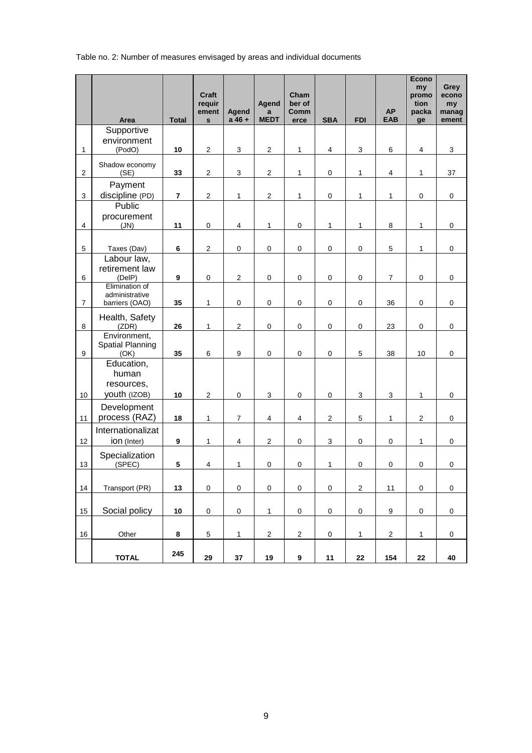Table no. 2: Number of measures envisaged by areas and individual documents

| | Area | Total | Craft requirements | Agenda 46 + | Agenda MEDT | Chamber of Commerce | SBA | FDI | AP EAB | Economy promotion package | Grey economy management |
|---|---|---|---|---|---|---|---|---|---|---|---|
| 1 | Supportive environment (PodO) | 10 | 2 | 3 | 2 | 1 | 4 | 3 | 6 | 4 | 3 |
| 2 | Shadow economy (SE) | 33 | 2 | 3 | 2 | 1 | 0 | 1 | 4 | 1 | 37 |
| 3 | Payment discipline (PD) | 7 | 2 | 1 | 2 | 1 | 0 | 1 | 1 | 0 | 0 |
| 4 | Public procurement (JN) | 11 | 0 | 4 | 1 | 0 | 1 | 1 | 8 | 1 | 0 |
| 5 | Taxes (Dav) | 6 | 2 | 0 | 0 | 0 | 0 | 0 | 5 | 1 | 0 |
| 6 | Labour law, retirement law (DelP) | 9 | 0 | 2 | 0 | 0 | 0 | 0 | 7 | 0 | 0 |
| 7 | Elimination of administrative barriers (OAO) | 35 | 1 | 0 | 0 | 0 | 0 | 0 | 36 | 0 | 0 |
| 8 | Health, Safety (ZDR) | 26 | 1 | 2 | 0 | 0 | 0 | 0 | 23 | 0 | 0 |
| 9 | Environment, Spatial Planning (OK) | 35 | 6 | 9 | 0 | 0 | 0 | 5 | 38 | 10 | 0 |
| 10 | Education, human resources, youth (IZOB) | 10 | 2 | 0 | 3 | 0 | 0 | 3 | 3 | 1 | 0 |
| 11 | Development process (RAZ) | 18 | 1 | 7 | 4 | 4 | 2 | 5 | 1 | 2 | 0 |
| 12 | Internationalization (Inter) | 9 | 1 | 4 | 2 | 0 | 3 | 0 | 0 | 1 | 0 |
| 13 | Specialization (SPEC) | 5 | 4 | 1 | 0 | 0 | 1 | 0 | 0 | 0 | 0 |
| 14 | Transport (PR) | 13 | 0 | 0 | 0 | 0 | 0 | 2 | 11 | 0 | 0 |
| 15 | Social policy | 10 | 0 | 0 | 1 | 0 | 0 | 0 | 9 | 0 | 0 |
| 16 | Other | 8 | 5 | 1 | 2 | 2 | 0 | 1 | 2 | 1 | 0 |
| | **TOTAL** | **245** | **29** | **37** | **19** | **9** | **11** | **22** | **154** | **22** | **40** |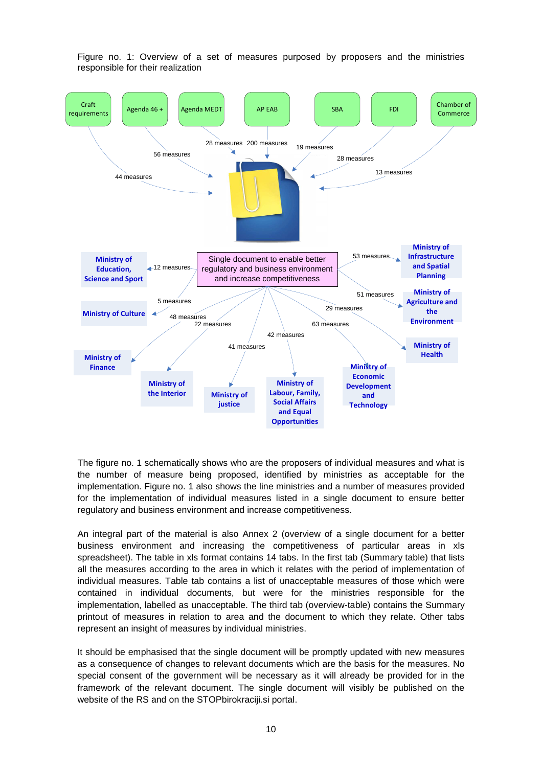Figure no. 1: Overview of a set of measures purposed by proposers and the ministries responsible for their realization

Proposers:

- Craft requirements – 44 measures
- Agenda 46 + – 56 measures
- Agenda MEDT – 28 measures
- AP EAB – 200 measures
- SBA – 19 measures
- FDI – 28 measures
- Chamber of Commerce – 13 measures

Single document to enable better regulatory and business environment and increase competitiveness

Ministries responsible:

- Ministry of Education, Science and Sport – 12 measures
- Ministry of Culture – 5 measures
- Ministry of Finance – 48 measures
- Ministry of the Interior – 22 measures
- Ministry of justice – 41 measures
- Ministry of Labour, Family, Social Affairs and Equal Opportunities – 42 measures
- Ministry of Economic Development and Technology – 63 measures
- Ministry of Health – 29 measures
- Ministry of Agriculture and the Environment – 51 measures
- Ministry of Infrastructure and Spatial Planning – 53 measures

The figure no. 1 schematically shows who are the proposers of individual measures and what is the number of measure being proposed, identified by ministries as acceptable for the implementation. Figure no. 1 also shows the line ministries and a number of measures provided for the implementation of individual measures listed in a single document to ensure better regulatory and business environment and increase competitiveness.

An integral part of the material is also Annex 2 (overview of a single document for a better business environment and increasing the competitiveness of particular areas in xls spreadsheet). The table in xls format contains 14 tabs. In the first tab (Summary table) that lists all the measures according to the area in which it relates with the period of implementation of individual measures. Table tab contains a list of unacceptable measures of those which were contained in individual documents, but were for the ministries responsible for the implementation, labelled as unacceptable. The third tab (overview-table) contains the Summary printout of measures in relation to area and the document to which they relate. Other tabs represent an insight of measures by individual ministries.

It should be emphasised that the single document will be promptly updated with new measures as a consequence of changes to relevant documents which are the basis for the measures. No special consent of the government will be necessary as it will already be provided for in the framework of the relevant document. The single document will visibly be published on the website of the RS and on the STOPbirokraciji.si portal.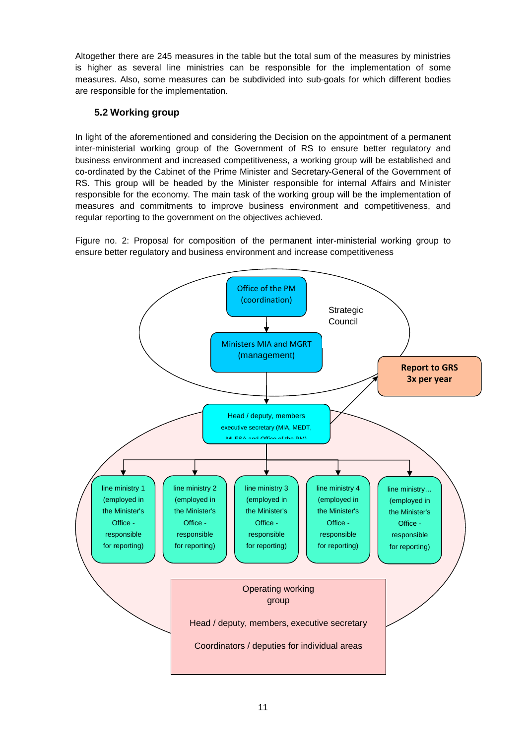Altogether there are 245 measures in the table but the total sum of the measures by ministries is higher as several line ministries can be responsible for the implementation of some measures. Also, some measures can be subdivided into sub-goals for which different bodies are responsible for the implementation.

### 5.2 Working group

In light of the aforementioned and considering the Decision on the appointment of a permanent inter-ministerial working group of the Government of RS to ensure better regulatory and business environment and increased competitiveness, a working group will be established and co-ordinated by the Cabinet of the Prime Minister and Secretary-General of the Government of RS. This group will be headed by the Minister responsible for internal Affairs and Minister responsible for the economy. The main task of the working group will be the implementation of measures and commitments to improve business environment and competitiveness, and regular reporting to the government on the objectives achieved.

Figure no. 2: Proposal for composition of the permanent inter-ministerial working group to ensure better regulatory and business environment and increase competitiveness

Strategic Council

Office of the PM (coordination)

Ministers MIA and MGRT (management)

**Report to GRS 3x per year**

Head / deputy, members executive secretary (MIA, MEDT, MLFSA and Office of the PM)

line ministry 1 (employed in the Minister's Office - responsible for reporting)

line ministry 2 (employed in the Minister's Office - responsible for reporting)

line ministry 3 (employed in the Minister's Office - responsible for reporting)

line ministry 4 (employed in the Minister's Office - responsible for reporting)

line ministry… (employed in the Minister's Office - responsible for reporting)

Operating working group

Head / deputy, members, executive secretary

Coordinators / deputies for individual areas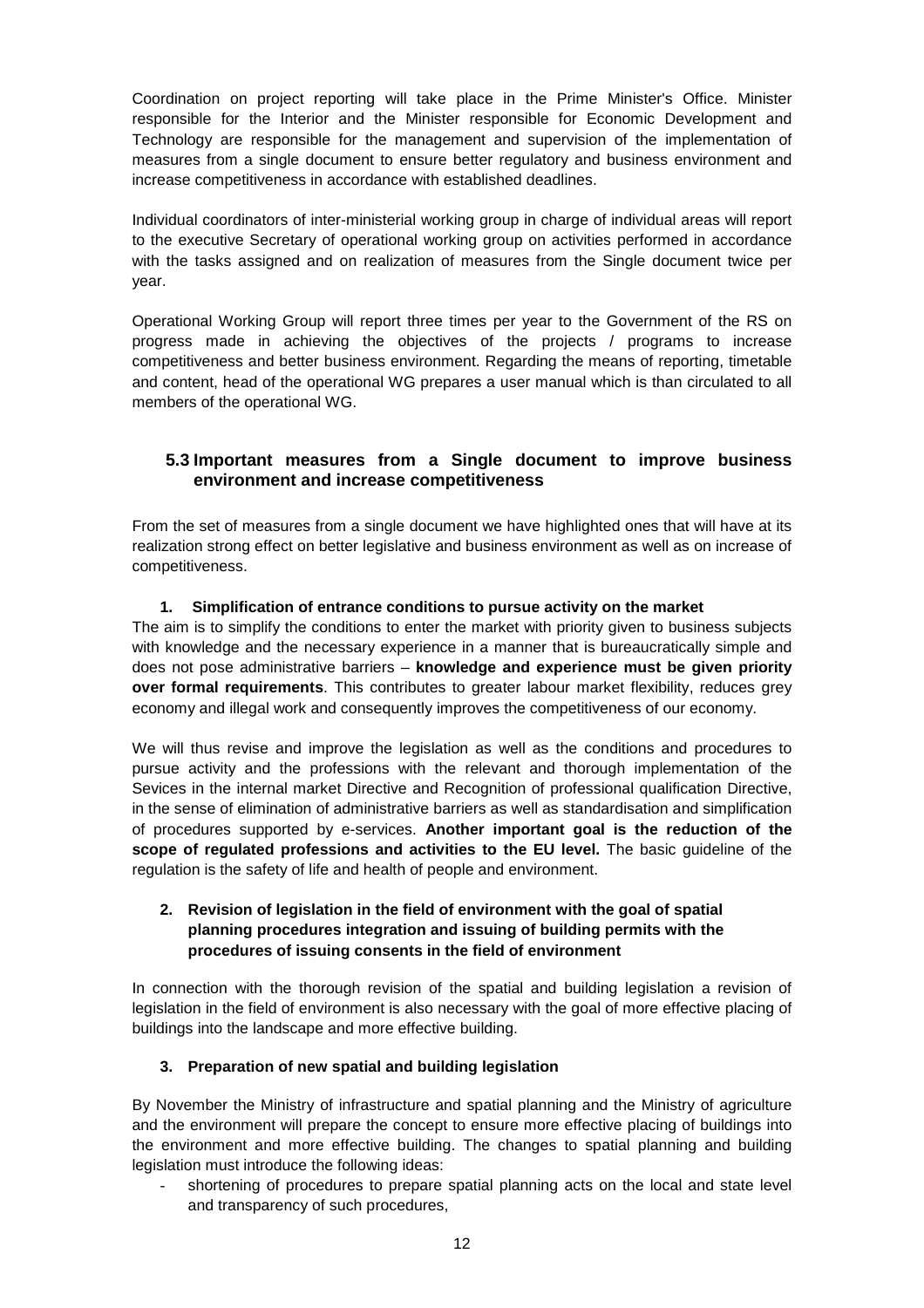Coordination on project reporting will take place in the Prime Minister's Office. Minister responsible for the Interior and the Minister responsible for Economic Development and Technology are responsible for the management and supervision of the implementation of measures from a single document to ensure better regulatory and business environment and increase competitiveness in accordance with established deadlines.

Individual coordinators of inter-ministerial working group in charge of individual areas will report to the executive Secretary of operational working group on activities performed in accordance with the tasks assigned and on realization of measures from the Single document twice per year.

Operational Working Group will report three times per year to the Government of the RS on progress made in achieving the objectives of the projects / programs to increase competitiveness and better business environment. Regarding the means of reporting, timetable and content, head of the operational WG prepares a user manual which is than circulated to all members of the operational WG.

### 5.3 Important measures from a Single document to improve business environment and increase competitiveness

From the set of measures from a single document we have highlighted ones that will have at its realization strong effect on better legislative and business environment as well as on increase of competitiveness.

**1. Simplification of entrance conditions to pursue activity on the market**

The aim is to simplify the conditions to enter the market with priority given to business subjects with knowledge and the necessary experience in a manner that is bureaucratically simple and does not pose administrative barriers – **knowledge and experience must be given priority over formal requirements**. This contributes to greater labour market flexibility, reduces grey economy and illegal work and consequently improves the competitiveness of our economy.

We will thus revise and improve the legislation as well as the conditions and procedures to pursue activity and the professions with the relevant and thorough implementation of the Sevices in the internal market Directive and Recognition of professional qualification Directive, in the sense of elimination of administrative barriers as well as standardisation and simplification of procedures supported by e-services. **Another important goal is the reduction of the scope of regulated professions and activities to the EU level.** The basic guideline of the regulation is the safety of life and health of people and environment.

**2. Revision of legislation in the field of environment with the goal of spatial planning procedures integration and issuing of building permits with the procedures of issuing consents in the field of environment**

In connection with the thorough revision of the spatial and building legislation a revision of legislation in the field of environment is also necessary with the goal of more effective placing of buildings into the landscape and more effective building.

**3. Preparation of new spatial and building legislation**

By November the Ministry of infrastructure and spatial planning and the Ministry of agriculture and the environment will prepare the concept to ensure more effective placing of buildings into the environment and more effective building. The changes to spatial planning and building legislation must introduce the following ideas:

- shortening of procedures to prepare spatial planning acts on the local and state level and transparency of such procedures,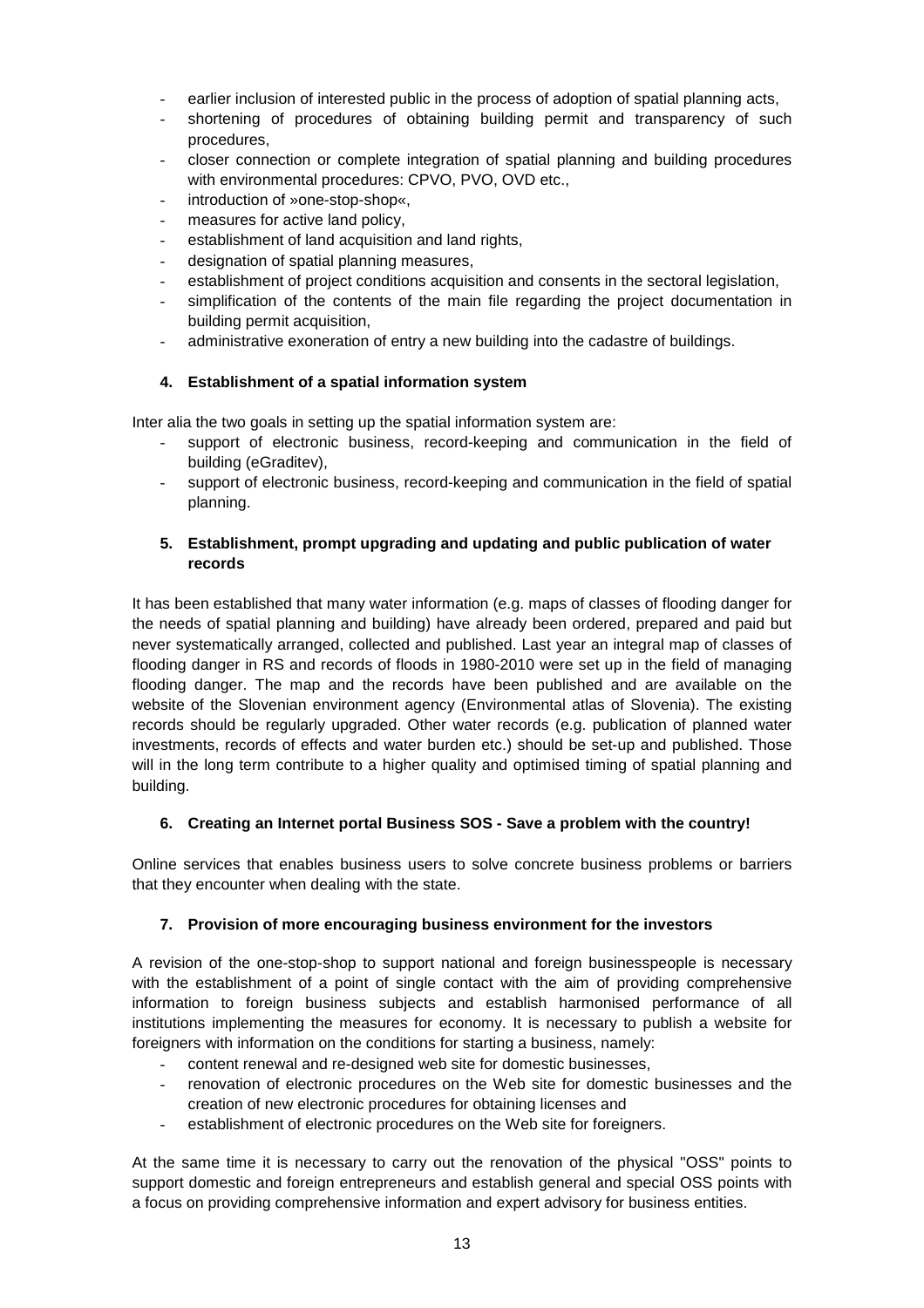- earlier inclusion of interested public in the process of adoption of spatial planning acts,
- shortening of procedures of obtaining building permit and transparency of such procedures,
- closer connection or complete integration of spatial planning and building procedures with environmental procedures: CPVO, PVO, OVD etc.,
- introduction of »one-stop-shop«,
- measures for active land policy,
- establishment of land acquisition and land rights,
- designation of spatial planning measures,
- establishment of project conditions acquisition and consents in the sectoral legislation,
- simplification of the contents of the main file regarding the project documentation in building permit acquisition,
- administrative exoneration of entry a new building into the cadastre of buildings.

#### 4. Establishment of a spatial information system

Inter alia the two goals in setting up the spatial information system are:

- support of electronic business, record-keeping and communication in the field of building (eGraditev),
- support of electronic business, record-keeping and communication in the field of spatial planning.

#### 5. Establishment, prompt upgrading and updating and public publication of water records

It has been established that many water information (e.g. maps of classes of flooding danger for the needs of spatial planning and building) have already been ordered, prepared and paid but never systematically arranged, collected and published. Last year an integral map of classes of flooding danger in RS and records of floods in 1980-2010 were set up in the field of managing flooding danger. The map and the records have been published and are available on the website of the Slovenian environment agency (Environmental atlas of Slovenia). The existing records should be regularly upgraded. Other water records (e.g. publication of planned water investments, records of effects and water burden etc.) should be set-up and published. Those will in the long term contribute to a higher quality and optimised timing of spatial planning and building.

#### 6. Creating an Internet portal Business SOS - Save a problem with the country!

Online services that enables business users to solve concrete business problems or barriers that they encounter when dealing with the state.

#### 7. Provision of more encouraging business environment for the investors

A revision of the one-stop-shop to support national and foreign businesspeople is necessary with the establishment of a point of single contact with the aim of providing comprehensive information to foreign business subjects and establish harmonised performance of all institutions implementing the measures for economy. It is necessary to publish a website for foreigners with information on the conditions for starting a business, namely:

- content renewal and re-designed web site for domestic businesses,
- renovation of electronic procedures on the Web site for domestic businesses and the creation of new electronic procedures for obtaining licenses and
- establishment of electronic procedures on the Web site for foreigners.

At the same time it is necessary to carry out the renovation of the physical "OSS" points to support domestic and foreign entrepreneurs and establish general and special OSS points with a focus on providing comprehensive information and expert advisory for business entities.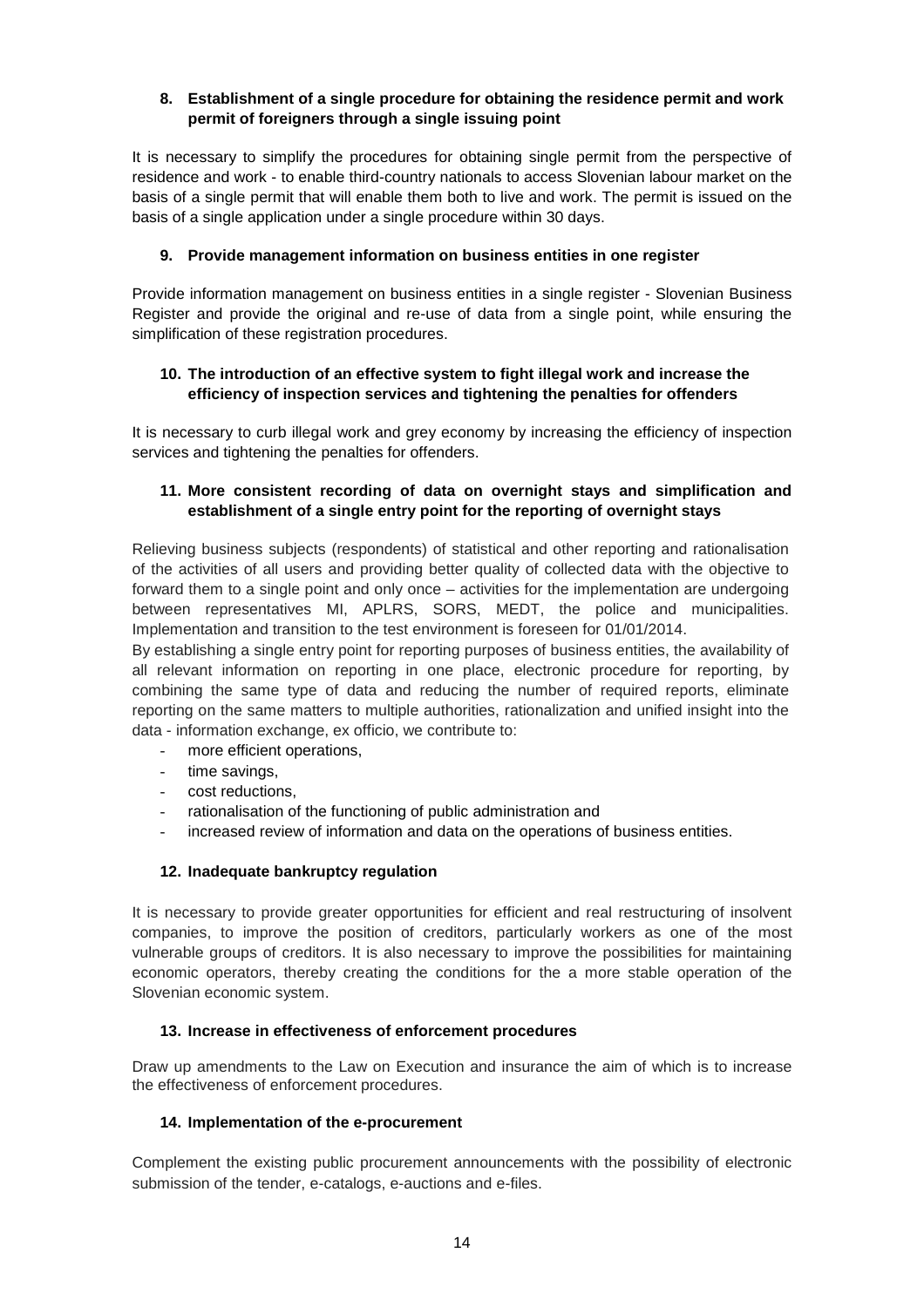**8. Establishment of a single procedure for obtaining the residence permit and work permit of foreigners through a single issuing point**

It is necessary to simplify the procedures for obtaining single permit from the perspective of residence and work - to enable third-country nationals to access Slovenian labour market on the basis of a single permit that will enable them both to live and work. The permit is issued on the basis of a single application under a single procedure within 30 days.

**9. Provide management information on business entities in one register**

Provide information management on business entities in a single register - Slovenian Business Register and provide the original and re-use of data from a single point, while ensuring the simplification of these registration procedures.

**10. The introduction of an effective system to fight illegal work and increase the efficiency of inspection services and tightening the penalties for offenders**

It is necessary to curb illegal work and grey economy by increasing the efficiency of inspection services and tightening the penalties for offenders.

**11. More consistent recording of data on overnight stays and simplification and establishment of a single entry point for the reporting of overnight stays**

Relieving business subjects (respondents) of statistical and other reporting and rationalisation of the activities of all users and providing better quality of collected data with the objective to forward them to a single point and only once – activities for the implementation are undergoing between representatives MI, APLRS, SORS, MEDT, the police and municipalities. Implementation and transition to the test environment is foreseen for 01/01/2014.

By establishing a single entry point for reporting purposes of business entities, the availability of all relevant information on reporting in one place, electronic procedure for reporting, by combining the same type of data and reducing the number of required reports, eliminate reporting on the same matters to multiple authorities, rationalization and unified insight into the data - information exchange, ex officio, we contribute to:

- more efficient operations,
- time savings,
- cost reductions,
- rationalisation of the functioning of public administration and
- increased review of information and data on the operations of business entities.

**12. Inadequate bankruptcy regulation**

It is necessary to provide greater opportunities for efficient and real restructuring of insolvent companies, to improve the position of creditors, particularly workers as one of the most vulnerable groups of creditors. It is also necessary to improve the possibilities for maintaining economic operators, thereby creating the conditions for the a more stable operation of the Slovenian economic system.

**13. Increase in effectiveness of enforcement procedures**

Draw up amendments to the Law on Execution and insurance the aim of which is to increase the effectiveness of enforcement procedures.

**14. Implementation of the e-procurement**

Complement the existing public procurement announcements with the possibility of electronic submission of the tender, e-catalogs, e-auctions and e-files.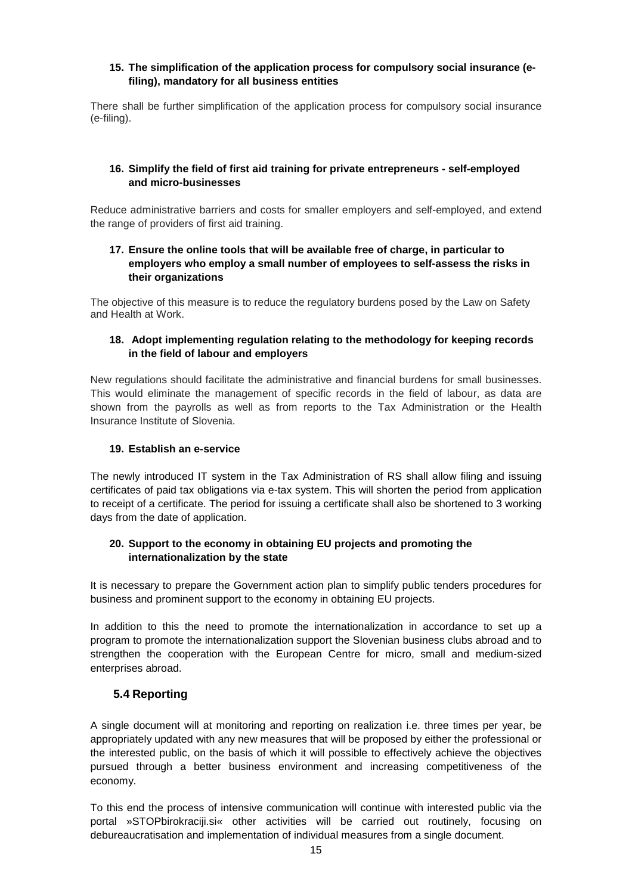**15. The simplification of the application process for compulsory social insurance (e-filing), mandatory for all business entities**

There shall be further simplification of the application process for compulsory social insurance (e-filing).

**16. Simplify the field of first aid training for private entrepreneurs - self-employed and micro-businesses**

Reduce administrative barriers and costs for smaller employers and self-employed, and extend the range of providers of first aid training.

**17. Ensure the online tools that will be available free of charge, in particular to employers who employ a small number of employees to self-assess the risks in their organizations**

The objective of this measure is to reduce the regulatory burdens posed by the Law on Safety and Health at Work.

**18. Adopt implementing regulation relating to the methodology for keeping records in the field of labour and employers**

New regulations should facilitate the administrative and financial burdens for small businesses. This would eliminate the management of specific records in the field of labour, as data are shown from the payrolls as well as from reports to the Tax Administration or the Health Insurance Institute of Slovenia.

**19. Establish an e-service**

The newly introduced IT system in the Tax Administration of RS shall allow filing and issuing certificates of paid tax obligations via e-tax system. This will shorten the period from application to receipt of a certificate. The period for issuing a certificate shall also be shortened to 3 working days from the date of application.

**20. Support to the economy in obtaining EU projects and promoting the internationalization by the state**

It is necessary to prepare the Government action plan to simplify public tenders procedures for business and prominent support to the economy in obtaining EU projects.

In addition to this the need to promote the internationalization in accordance to set up a program to promote the internationalization support the Slovenian business clubs abroad and to strengthen the cooperation with the European Centre for micro, small and medium-sized enterprises abroad.

## 5.4 Reporting

A single document will at monitoring and reporting on realization i.e. three times per year, be appropriately updated with any new measures that will be proposed by either the professional or the interested public, on the basis of which it will possible to effectively achieve the objectives pursued through a better business environment and increasing competitiveness of the economy.

To this end the process of intensive communication will continue with interested public via the portal »STOPbirokraciji.si« other activities will be carried out routinely, focusing on debureaucratisation and implementation of individual measures from a single document.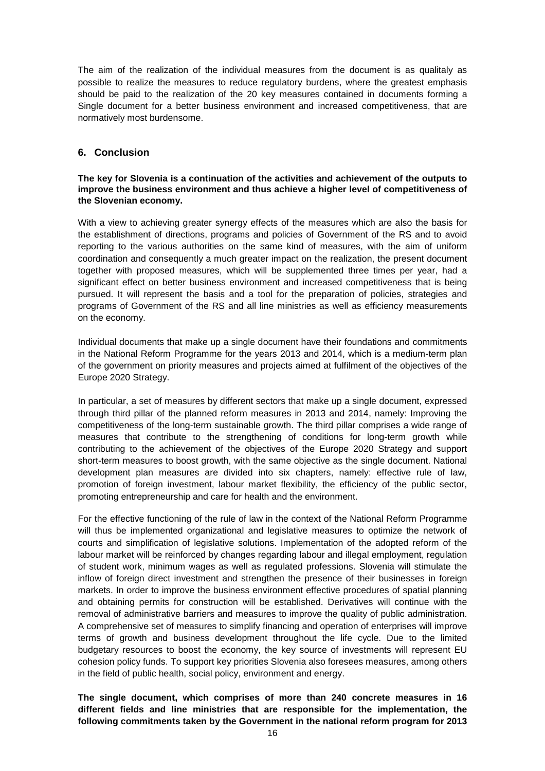The aim of the realization of the individual measures from the document is as qualitaly as possible to realize the measures to reduce regulatory burdens, where the greatest emphasis should be paid to the realization of the 20 key measures contained in documents forming a Single document for a better business environment and increased competitiveness, that are normatively most burdensome.

## 6. Conclusion

**The key for Slovenia is a continuation of the activities and achievement of the outputs to improve the business environment and thus achieve a higher level of competitiveness of the Slovenian economy.**

With a view to achieving greater synergy effects of the measures which are also the basis for the establishment of directions, programs and policies of Government of the RS and to avoid reporting to the various authorities on the same kind of measures, with the aim of uniform coordination and consequently a much greater impact on the realization, the present document together with proposed measures, which will be supplemented three times per year, had a significant effect on better business environment and increased competitiveness that is being pursued. It will represent the basis and a tool for the preparation of policies, strategies and programs of Government of the RS and all line ministries as well as efficiency measurements on the economy.

Individual documents that make up a single document have their foundations and commitments in the National Reform Programme for the years 2013 and 2014, which is a medium-term plan of the government on priority measures and projects aimed at fulfilment of the objectives of the Europe 2020 Strategy.

In particular, a set of measures by different sectors that make up a single document, expressed through third pillar of the planned reform measures in 2013 and 2014, namely: Improving the competitiveness of the long-term sustainable growth. The third pillar comprises a wide range of measures that contribute to the strengthening of conditions for long-term growth while contributing to the achievement of the objectives of the Europe 2020 Strategy and support short-term measures to boost growth, with the same objective as the single document. National development plan measures are divided into six chapters, namely: effective rule of law, promotion of foreign investment, labour market flexibility, the efficiency of the public sector, promoting entrepreneurship and care for health and the environment.

For the effective functioning of the rule of law in the context of the National Reform Programme will thus be implemented organizational and legislative measures to optimize the network of courts and simplification of legislative solutions. Implementation of the adopted reform of the labour market will be reinforced by changes regarding labour and illegal employment, regulation of student work, minimum wages as well as regulated professions. Slovenia will stimulate the inflow of foreign direct investment and strengthen the presence of their businesses in foreign markets. In order to improve the business environment effective procedures of spatial planning and obtaining permits for construction will be established. Derivatives will continue with the removal of administrative barriers and measures to improve the quality of public administration. A comprehensive set of measures to simplify financing and operation of enterprises will improve terms of growth and business development throughout the life cycle. Due to the limited budgetary resources to boost the economy, the key source of investments will represent EU cohesion policy funds. To support key priorities Slovenia also foresees measures, among others in the field of public health, social policy, environment and energy.

**The single document, which comprises of more than 240 concrete measures in 16 different fields and line ministries that are responsible for the implementation, the following commitments taken by the Government in the national reform program for 2013**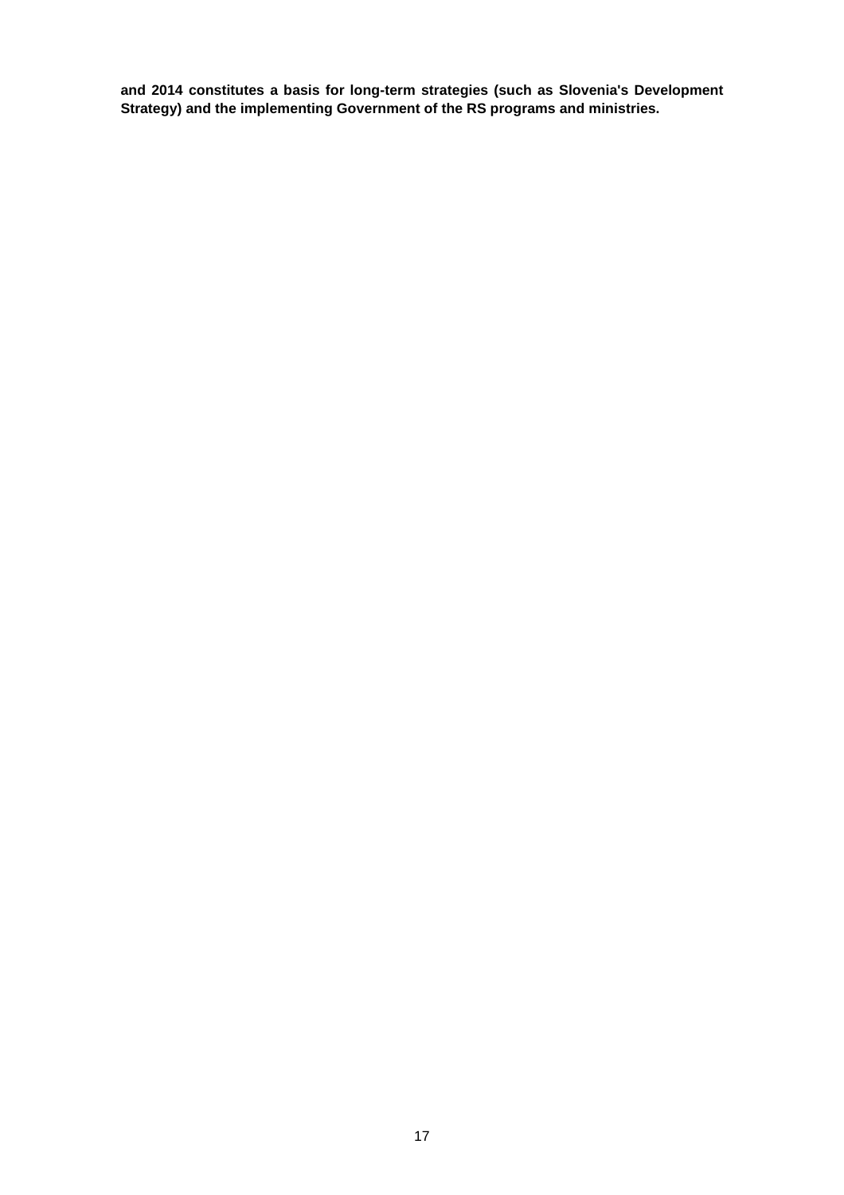**and 2014 constitutes a basis for long-term strategies (such as Slovenia's Development Strategy) and the implementing Government of the RS programs and ministries.**